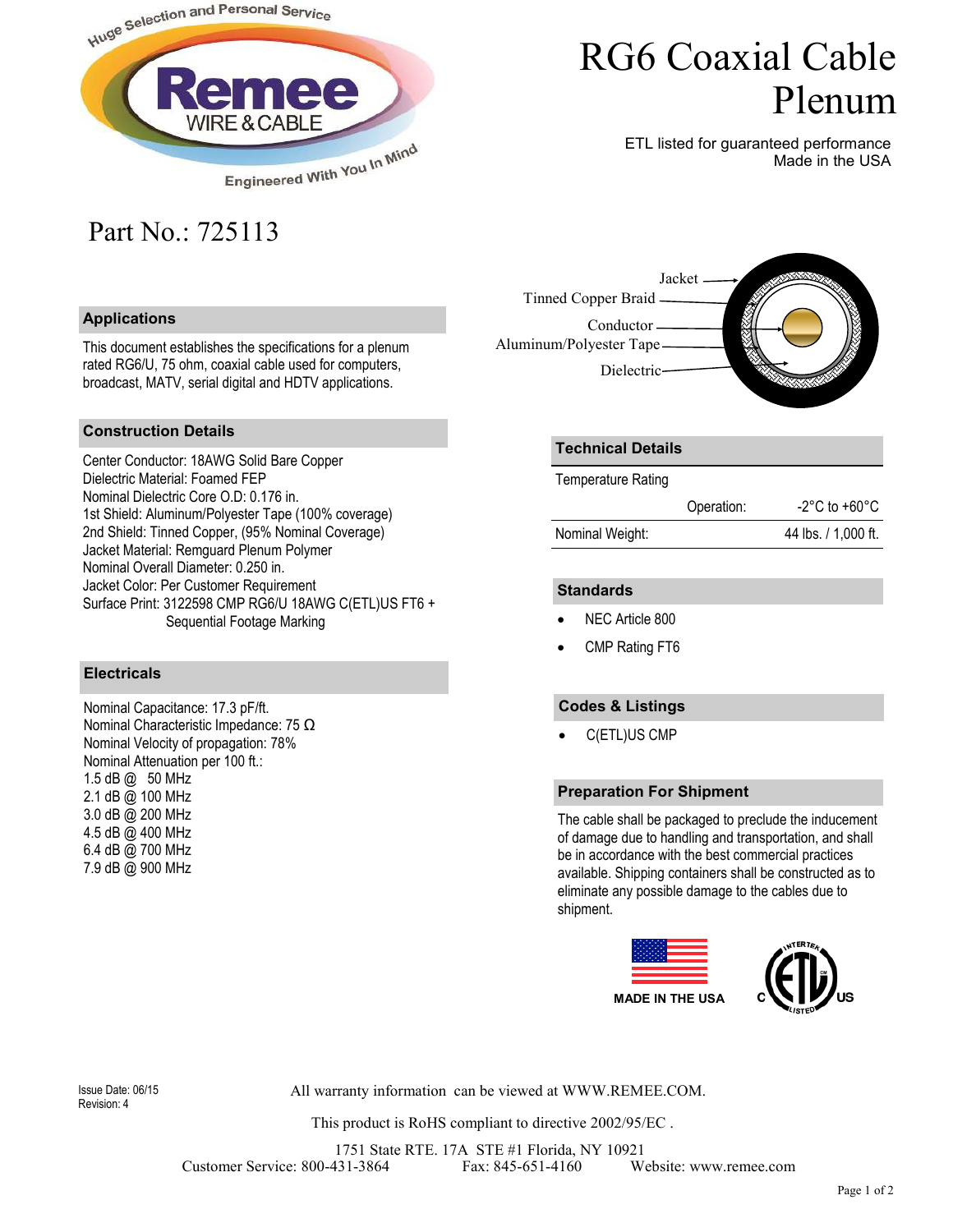# RG6 Coaxial Cable Plenum

ETL listed for guaranteed performance
Made in the USA

## Part No.: 725113

Jacket
Tinned Copper Braid
Conductor
Aluminum/Polyester Tape
Dielectric

### Applications

This document establishes the specifications for a plenum rated RG6/U, 75 ohm, coaxial cable used for computers, broadcast, MATV, serial digital and HDTV applications.

### Construction Details

Center Conductor: 18AWG Solid Bare Copper
Dielectric Material: Foamed FEP
Nominal Dielectric Core O.D: 0.176 in.
1st Shield: Aluminum/Polyester Tape (100% coverage)
2nd Shield: Tinned Copper, (95% Nominal Coverage)
Jacket Material: Remguard Plenum Polymer
Nominal Overall Diameter: 0.250 in.
Jacket Color: Per Customer Requirement
Surface Print: 3122598 CMP RG6/U 18AWG C(ETL)US FT6 + Sequential Footage Marking

### Electricals

Nominal Capacitance: 17.3 pF/ft.
Nominal Characteristic Impedance: 75 Ω
Nominal Velocity of propagation: 78%
Nominal Attenuation per 100 ft.:
1.5 dB @ 50 MHz
2.1 dB @ 100 MHz
3.0 dB @ 200 MHz
4.5 dB @ 400 MHz
6.4 dB @ 700 MHz
7.9 dB @ 900 MHz

### Technical Details

| Temperature Rating | | |
|---|---|---|
| | Operation: | -2°C to +60°C |
| Nominal Weight: | | 44 lbs. / 1,000 ft. |

### Standards

- NEC Article 800
- CMP Rating FT6

### Codes & Listings

- C(ETL)US CMP

### Preparation For Shipment

The cable shall be packaged to preclude the inducement of damage due to handling and transportation, and shall be in accordance with the best commercial practices available. Shipping containers shall be constructed as to eliminate any possible damage to the cables due to shipment.

MADE IN THE USA

Issue Date: 06/15
Revision: 4

All warranty information can be viewed at WWW.REMEE.COM.

This product is RoHS compliant to directive 2002/95/EC .

1751 State RTE. 17A STE #1 Florida, NY 10921
Customer Service: 800-431-3864 Fax: 845-651-4160 Website: www.remee.com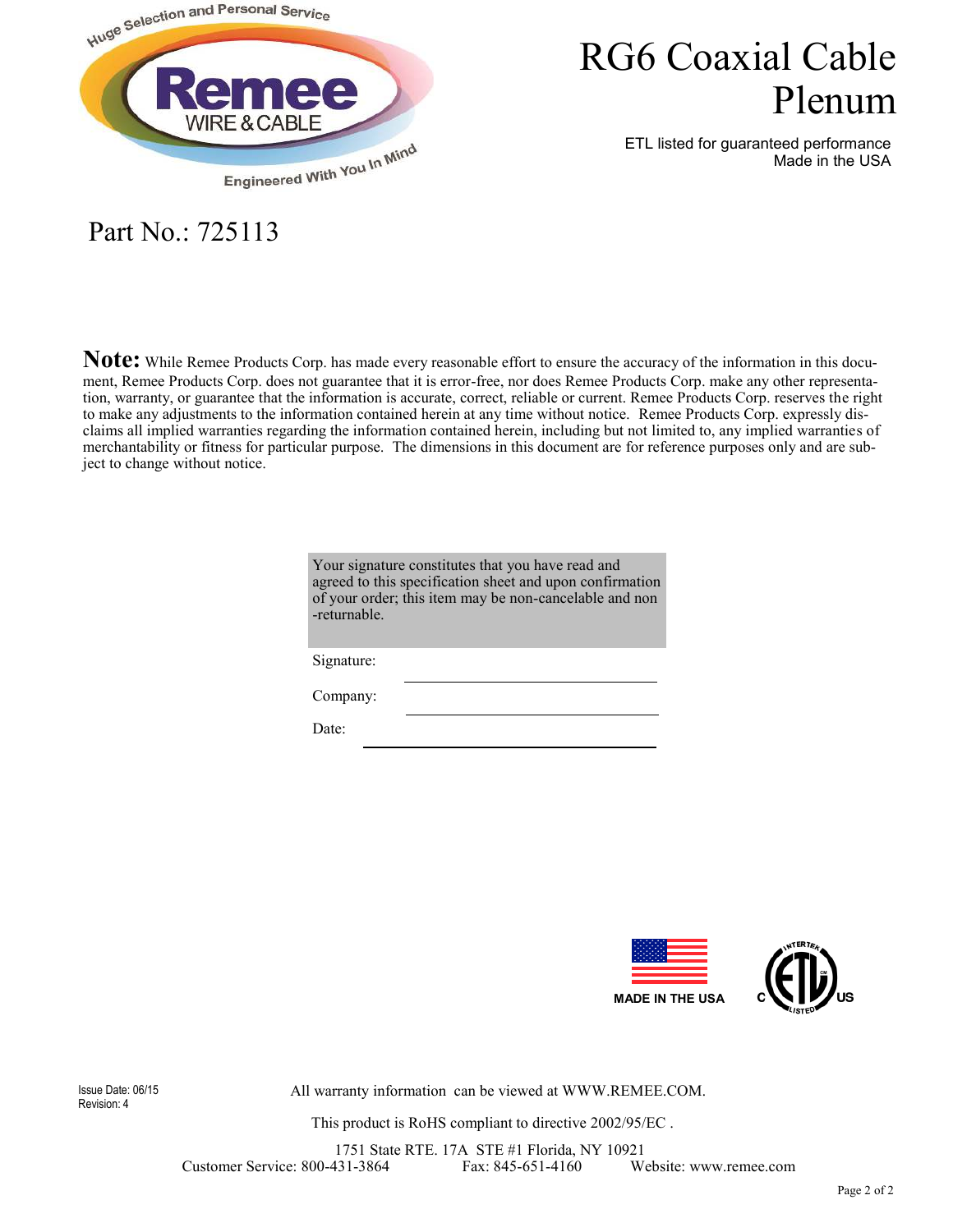# RG6 Coaxial Cable Plenum

ETL listed for guaranteed performance
Made in the USA

## Part No.: 725113

**Note:** While Remee Products Corp. has made every reasonable effort to ensure the accuracy of the information in this document, Remee Products Corp. does not guarantee that it is error-free, nor does Remee Products Corp. make any other representation, warranty, or guarantee that the information is accurate, correct, reliable or current. Remee Products Corp. reserves the right to make any adjustments to the information contained herein at any time without notice. Remee Products Corp. expressly disclaims all implied warranties regarding the information contained herein, including but not limited to, any implied warranties of merchantability or fitness for particular purpose. The dimensions in this document are for reference purposes only and are subject to change without notice.

Your signature constitutes that you have read and agreed to this specification sheet and upon confirmation of your order; this item may be non-cancelable and non-returnable.

Signature: ______________________

Company: ______________________

Date: ______________________

MADE IN THE USA

Issue Date: 06/15
Revision: 4

All warranty information can be viewed at WWW.REMEE.COM.

This product is RoHS compliant to directive 2002/95/EC .

1751 State RTE. 17A STE #1 Florida, NY 10921
Customer Service: 800-431-3864 Fax: 845-651-4160 Website: www.remee.com